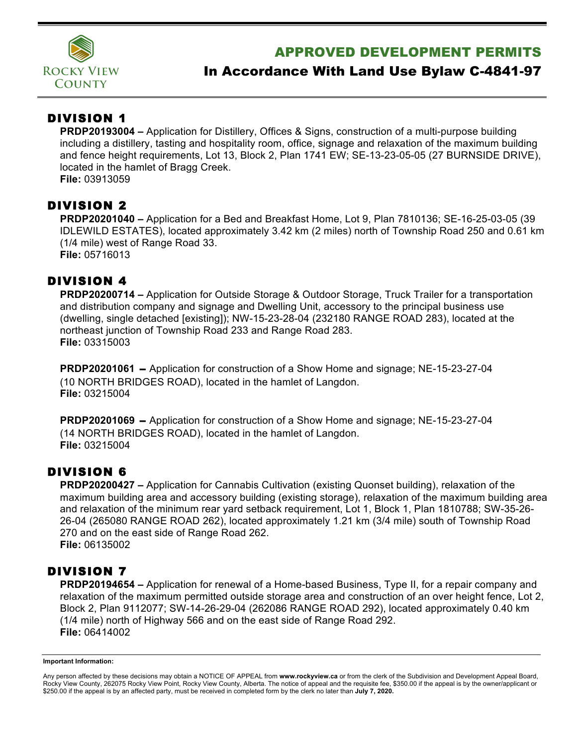Rocky View County

# APPROVED DEVELOPMENT PERMITS

## In Accordance With Land Use Bylaw C-4841-97

## DIVISION 1

**PRDP20193004 –** Application for Distillery, Offices & Signs, construction of a multi-purpose building including a distillery, tasting and hospitality room, office, signage and relaxation of the maximum building and fence height requirements, Lot 13, Block 2, Plan 1741 EW; SE-13-23-05-05 (27 BURNSIDE DRIVE), located in the hamlet of Bragg Creek.
**File:** 03913059

## DIVISION 2

**PRDP20201040 –** Application for a Bed and Breakfast Home, Lot 9, Plan 7810136; SE-16-25-03-05 (39 IDLEWILD ESTATES), located approximately 3.42 km (2 miles) north of Township Road 250 and 0.61 km (1/4 mile) west of Range Road 33.
**File:** 05716013

## DIVISION 4

**PRDP20200714 –** Application for Outside Storage & Outdoor Storage, Truck Trailer for a transportation and distribution company and signage and Dwelling Unit, accessory to the principal business use (dwelling, single detached [existing]); NW-15-23-28-04 (232180 RANGE ROAD 283), located at the northeast junction of Township Road 233 and Range Road 283.
**File:** 03315003

**PRDP20201061 –** Application for construction of a Show Home and signage; NE-15-23-27-04 (10 NORTH BRIDGES ROAD), located in the hamlet of Langdon.
**File:** 03215004

**PRDP20201069 –** Application for construction of a Show Home and signage; NE-15-23-27-04 (14 NORTH BRIDGES ROAD), located in the hamlet of Langdon.
**File:** 03215004

## DIVISION 6

**PRDP20200427 –** Application for Cannabis Cultivation (existing Quonset building), relaxation of the maximum building area and accessory building (existing storage), relaxation of the maximum building area and relaxation of the minimum rear yard setback requirement, Lot 1, Block 1, Plan 1810788; SW-35-26-26-04 (265080 RANGE ROAD 262), located approximately 1.21 km (3/4 mile) south of Township Road 270 and on the east side of Range Road 262.
**File:** 06135002

## DIVISION 7

**PRDP20194654 –** Application for renewal of a Home-based Business, Type II, for a repair company and relaxation of the maximum permitted outside storage area and construction of an over height fence, Lot 2, Block 2, Plan 9112077; SW-14-26-29-04 (262086 RANGE ROAD 292), located approximately 0.40 km (1/4 mile) north of Highway 566 and on the east side of Range Road 292.
**File:** 06414002

---

**Important Information:**

Any person affected by these decisions may obtain a NOTICE OF APPEAL from **www.rockyview.ca** or from the clerk of the Subdivision and Development Appeal Board, Rocky View County, 262075 Rocky View Point, Rocky View County, Alberta. The notice of appeal and the requisite fee, $350.00 if the appeal is by the owner/applicant or $250.00 if the appeal is by an affected party, must be received in completed form by the clerk no later than **July 7, 2020.**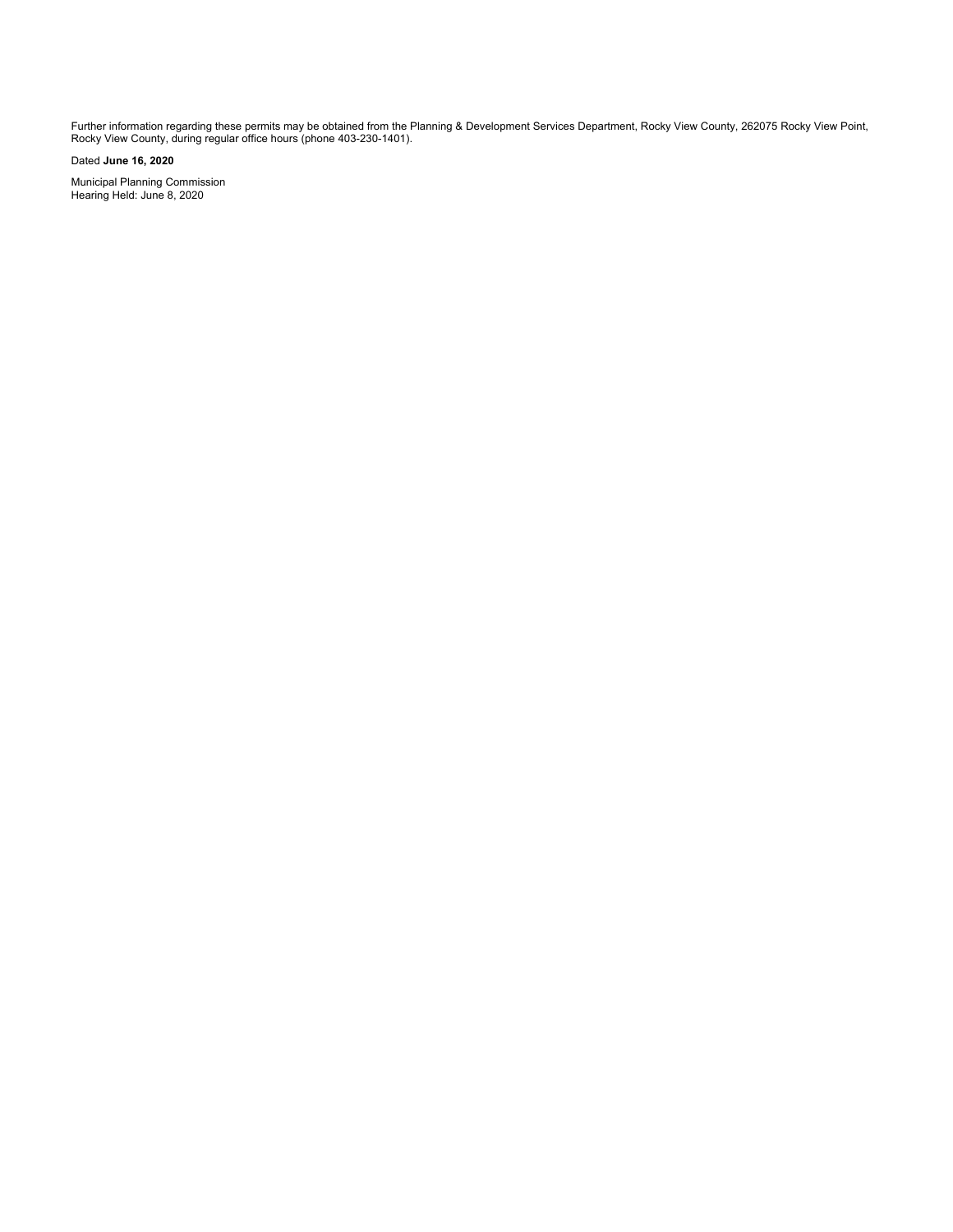Further information regarding these permits may be obtained from the Planning & Development Services Department, Rocky View County, 262075 Rocky View Point, Rocky View County, during regular office hours (phone 403-230-1401).

Dated **June 16, 2020**

Municipal Planning Commission
Hearing Held: June 8, 2020